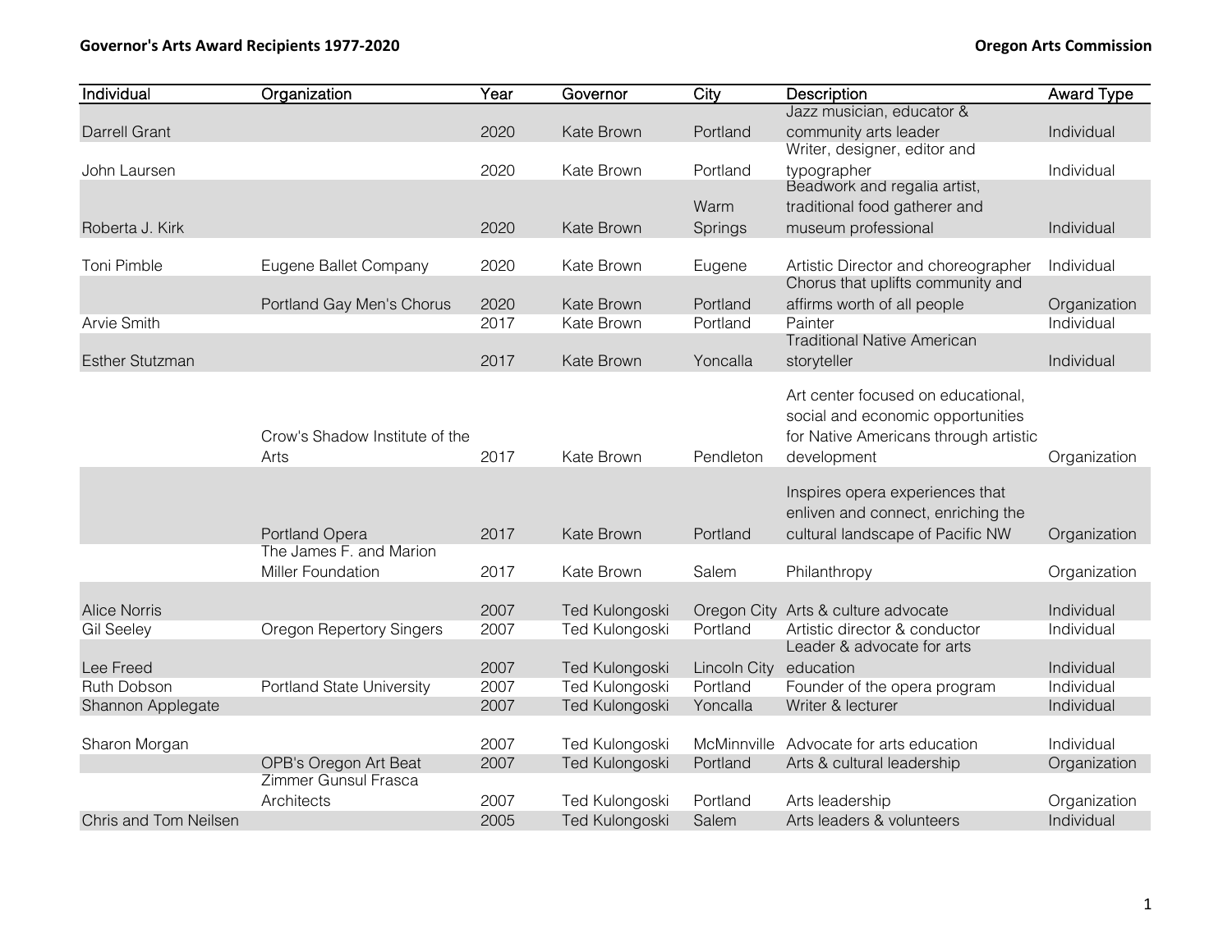# Governor's Arts Award Recipients 1977-2020

**Oregon Arts Commission**

| Individual | Organization | Year | Governor | City | Description | Award Type |
|---|---|---|---|---|---|---|
| Darrell Grant | | 2020 | Kate Brown | Portland | Jazz musician, educator & community arts leader | Individual |
| John Laursen | | 2020 | Kate Brown | Portland | Writer, designer, editor and typographer | Individual |
| Roberta J. Kirk | | 2020 | Kate Brown | Warm Springs | Beadwork and regalia artist, traditional food gatherer and museum professional | Individual |
| Toni Pimble | Eugene Ballet Company | 2020 | Kate Brown | Eugene | Artistic Director and choreographer | Individual |
| | Portland Gay Men's Chorus | 2020 | Kate Brown | Portland | Chorus that uplifts community and affirms worth of all people | Organization |
| Arvie Smith | | 2017 | Kate Brown | Portland | Painter | Individual |
| Esther Stutzman | | 2017 | Kate Brown | Yoncalla | Traditional Native American storyteller | Individual |
| | Crow's Shadow Institute of the Arts | 2017 | Kate Brown | Pendleton | Art center focused on educational, social and economic opportunities for Native Americans through artistic development | Organization |
| | Portland Opera | 2017 | Kate Brown | Portland | Inspires opera experiences that enliven and connect, enriching the cultural landscape of Pacific NW | Organization |
| | The James F. and Marion Miller Foundation | 2017 | Kate Brown | Salem | Philanthropy | Organization |
| Alice Norris | | 2007 | Ted Kulongoski | Oregon City | Arts & culture advocate | Individual |
| Gil Seeley | Oregon Repertory Singers | 2007 | Ted Kulongoski | Portland | Artistic director & conductor | Individual |
| Lee Freed | | 2007 | Ted Kulongoski | Lincoln City | Leader & advocate for arts education | Individual |
| Ruth Dobson | Portland State University | 2007 | Ted Kulongoski | Portland | Founder of the opera program | Individual |
| Shannon Applegate | | 2007 | Ted Kulongoski | Yoncalla | Writer & lecturer | Individual |
| Sharon Morgan | | 2007 | Ted Kulongoski | McMinnville | Advocate for arts education | Individual |
| | OPB's Oregon Art Beat | 2007 | Ted Kulongoski | Portland | Arts & cultural leadership | Organization |
| | Zimmer Gunsul Frasca Architects | 2007 | Ted Kulongoski | Portland | Arts leadership | Organization |
| Chris and Tom Neilsen | | 2005 | Ted Kulongoski | Salem | Arts leaders & volunteers | Individual |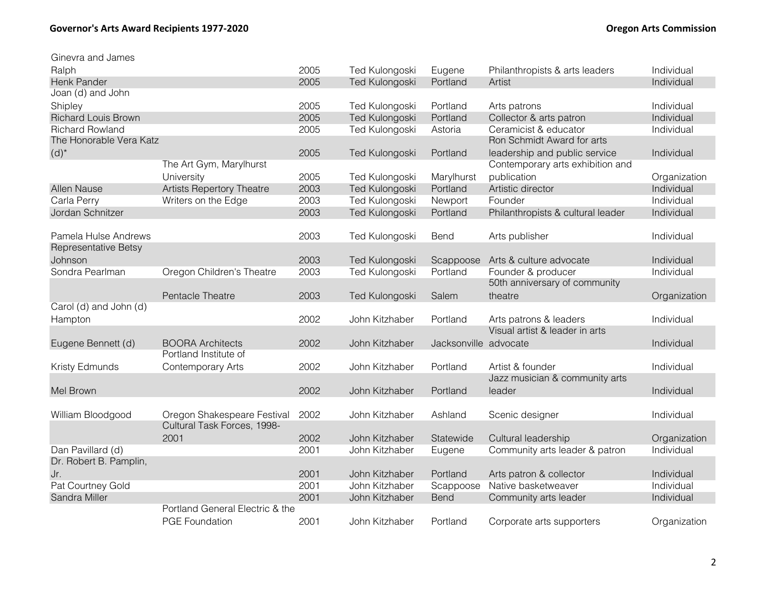| | | | | | | |
|---|---|---|---|---|---|---|
| Ginevra and James Ralph | | 2005 | Ted Kulongoski | Eugene | Philanthropists & arts leaders | Individual |
| Henk Pander | | 2005 | Ted Kulongoski | Portland | Artist | Individual |
| Joan (d) and John Shipley | | 2005 | Ted Kulongoski | Portland | Arts patrons | Individual |
| Richard Louis Brown | | 2005 | Ted Kulongoski | Portland | Collector & arts patron | Individual |
| Richard Rowland | | 2005 | Ted Kulongoski | Astoria | Ceramicist & educator | Individual |
| The Honorable Vera Katz (d)* | | 2005 | Ted Kulongoski | Portland | Ron Schmidt Award for arts leadership and public service | Individual |
| | The Art Gym, Marylhurst University | 2005 | Ted Kulongoski | Marylhurst | Contemporary arts exhibition and publication | Organization |
| Allen Nause | Artists Repertory Theatre | 2003 | Ted Kulongoski | Portland | Artistic director | Individual |
| Carla Perry | Writers on the Edge | 2003 | Ted Kulongoski | Newport | Founder | Individual |
| Jordan Schnitzer | | 2003 | Ted Kulongoski | Portland | Philanthropists & cultural leader | Individual |
| Pamela Hulse Andrews | | 2003 | Ted Kulongoski | Bend | Arts publisher | Individual |
| Representative Betsy Johnson | | 2003 | Ted Kulongoski | Scappoose | Arts & culture advocate | Individual |
| Sondra Pearlman | Oregon Children's Theatre | 2003 | Ted Kulongoski | Portland | Founder & producer | Individual |
| | Pentacle Theatre | 2003 | Ted Kulongoski | Salem | 50th anniversary of community theatre | Organization |
| Carol (d) and John (d) Hampton | | 2002 | John Kitzhaber | Portland | Arts patrons & leaders | Individual |
| Eugene Bennett (d) | BOORA Architects | 2002 | John Kitzhaber | Jacksonville | Visual artist & leader in arts advocate | Individual |
| Kristy Edmunds | Portland Institute of Contemporary Arts | 2002 | John Kitzhaber | Portland | Artist & founder | Individual |
| Mel Brown | | 2002 | John Kitzhaber | Portland | Jazz musician & community arts leader | Individual |
| William Bloodgood | Oregon Shakespeare Festival | 2002 | John Kitzhaber | Ashland | Scenic designer | Individual |
| | Cultural Task Forces, 1998-2001 | 2002 | John Kitzhaber | Statewide | Cultural leadership | Organization |
| Dan Pavillard (d) | | 2001 | John Kitzhaber | Eugene | Community arts leader & patron | Individual |
| Dr. Robert B. Pamplin, Jr. | | 2001 | John Kitzhaber | Portland | Arts patron & collector | Individual |
| Pat Courtney Gold | | 2001 | John Kitzhaber | Scappoose | Native basketweaver | Individual |
| Sandra Miller | | 2001 | John Kitzhaber | Bend | Community arts leader | Individual |
| | Portland General Electric & the PGE Foundation | 2001 | John Kitzhaber | Portland | Corporate arts supporters | Organization |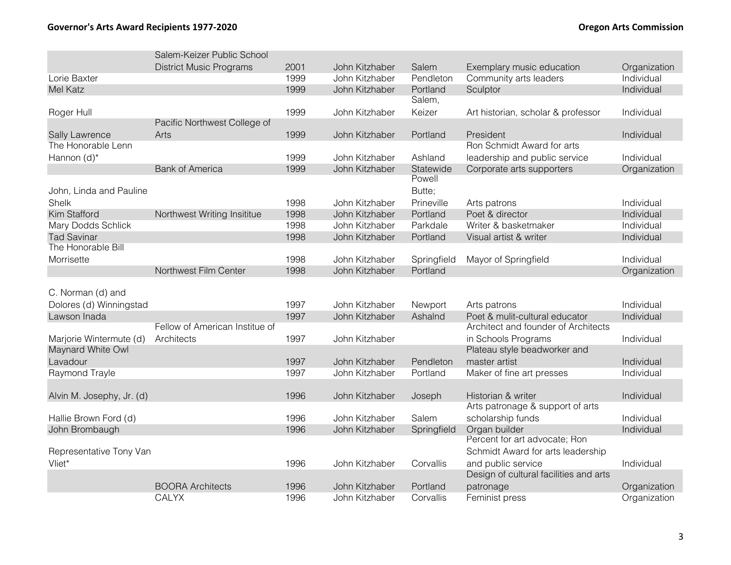| | | | | | | |
|---|---|---|---|---|---|---|
| | Salem-Keizer Public School District Music Programs | 2001 | John Kitzhaber | Salem | Exemplary music education | Organization |
| Lorie Baxter | | 1999 | John Kitzhaber | Pendleton | Community arts leaders | Individual |
| Mel Katz | | 1999 | John Kitzhaber | Portland | Sculptor | Individual |
| Roger Hull | | 1999 | John Kitzhaber | Salem, Keizer | Art historian, scholar & professor | Individual |
| Sally Lawrence | Pacific Northwest College of Arts | 1999 | John Kitzhaber | Portland | President | Individual |
| The Honorable Lenn Hannon (d)* | | 1999 | John Kitzhaber | Ashland | Ron Schmidt Award for arts leadership and public service | Individual |
| | Bank of America | 1999 | John Kitzhaber | Statewide | Corporate arts supporters | Organization |
| John, Linda and Pauline Shelk | | 1998 | John Kitzhaber | Powell Butte; Prineville | Arts patrons | Individual |
| Kim Stafford | Northwest Writing Insititue | 1998 | John Kitzhaber | Portland | Poet & director | Individual |
| Mary Dodds Schlick | | 1998 | John Kitzhaber | Parkdale | Writer & basketmaker | Individual |
| Tad Savinar | | 1998 | John Kitzhaber | Portland | Visual artist & writer | Individual |
| The Honorable Bill Morrisette | | 1998 | John Kitzhaber | Springfield | Mayor of Springfield | Individual |
| | Northwest Film Center | 1998 | John Kitzhaber | Portland | | Organization |
| C. Norman (d) and Dolores (d) Winningstad | | 1997 | John Kitzhaber | Newport | Arts patrons | Individual |
| Lawson Inada | | 1997 | John Kitzhaber | Ashalnd | Poet & mulit-cultural educator | Individual |
| Marjorie Wintermute (d) | Fellow of American Institue of Architects | 1997 | John Kitzhaber | | Architect and founder of Architects in Schools Programs | Individual |
| Maynard White Owl Lavadour | | 1997 | John Kitzhaber | Pendleton | Plateau style beadworker and master artist | Individual |
| Raymond Trayle | | 1997 | John Kitzhaber | Portland | Maker of fine art presses | Individual |
| Alvin M. Josephy, Jr. (d) | | 1996 | John Kitzhaber | Joseph | Historian & writer | Individual |
| Hallie Brown Ford (d) | | 1996 | John Kitzhaber | Salem | Arts patronage & support of arts scholarship funds | Individual |
| John Brombaugh | | 1996 | John Kitzhaber | Springfield | Organ builder | Individual |
| Representative Tony Van Vliet* | | 1996 | John Kitzhaber | Corvallis | Percent for art advocate; Ron Schmidt Award for arts leadership and public service | Individual |
| | BOORA Architects | 1996 | John Kitzhaber | Portland | Design of cultural facilities and arts patronage | Organization |
| | CALYX | 1996 | John Kitzhaber | Corvallis | Feminist press | Organization |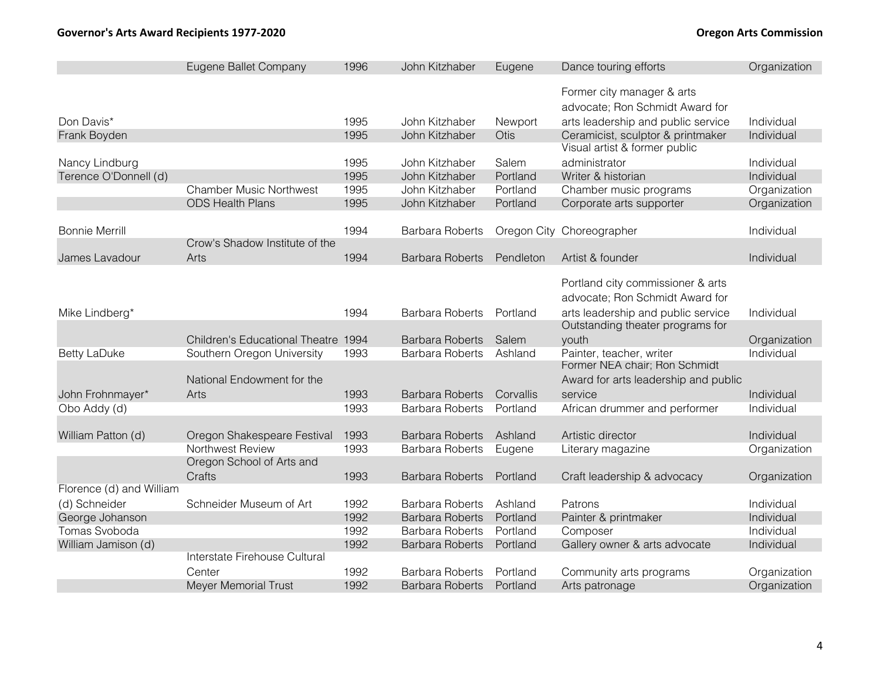| | Eugene Ballet Company | 1996 | John Kitzhaber | Eugene | Dance touring efforts | Organization |
|---|---|---|---|---|---|---|
| Don Davis* | | 1995 | John Kitzhaber | Newport | Former city manager & arts advocate; Ron Schmidt Award for arts leadership and public service | Individual |
| Frank Boyden | | 1995 | John Kitzhaber | Otis | Ceramicist, sculptor & printmaker | Individual |
| Nancy Lindburg | | 1995 | John Kitzhaber | Salem | Visual artist & former public administrator | Individual |
| Terence O'Donnell (d) | | 1995 | John Kitzhaber | Portland | Writer & historian | Individual |
| | Chamber Music Northwest | 1995 | John Kitzhaber | Portland | Chamber music programs | Organization |
| | ODS Health Plans | 1995 | John Kitzhaber | Portland | Corporate arts supporter | Organization |
| Bonnie Merrill | | 1994 | Barbara Roberts | Oregon City | Choreographer | Individual |
| James Lavadour | Crow's Shadow Institute of the Arts | 1994 | Barbara Roberts | Pendleton | Artist & founder | Individual |
| Mike Lindberg* | | 1994 | Barbara Roberts | Portland | Portland city commissioner & arts advocate; Ron Schmidt Award for arts leadership and public service | Individual |
| | Children's Educational Theatre | 1994 | Barbara Roberts | Salem | Outstanding theater programs for youth | Organization |
| Betty LaDuke | Southern Oregon University | 1993 | Barbara Roberts | Ashland | Painter, teacher, writer | Individual |
| John Frohnmayer* | National Endowment for the Arts | 1993 | Barbara Roberts | Corvallis | Former NEA chair; Ron Schmidt Award for arts leadership and public service | Individual |
| Obo Addy (d) | | 1993 | Barbara Roberts | Portland | African drummer and performer | Individual |
| William Patton (d) | Oregon Shakespeare Festival | 1993 | Barbara Roberts | Ashland | Artistic director | Individual |
| | Northwest Review | 1993 | Barbara Roberts | Eugene | Literary magazine | Organization |
| | Oregon School of Arts and Crafts | 1993 | Barbara Roberts | Portland | Craft leadership & advocacy | Organization |
| Florence (d) and William (d) Schneider | Schneider Museum of Art | 1992 | Barbara Roberts | Ashland | Patrons | Individual |
| George Johanson | | 1992 | Barbara Roberts | Portland | Painter & printmaker | Individual |
| Tomas Svoboda | | 1992 | Barbara Roberts | Portland | Composer | Individual |
| William Jamison (d) | | 1992 | Barbara Roberts | Portland | Gallery owner & arts advocate | Individual |
| | Interstate Firehouse Cultural Center | 1992 | Barbara Roberts | Portland | Community arts programs | Organization |
| | Meyer Memorial Trust | 1992 | Barbara Roberts | Portland | Arts patronage | Organization |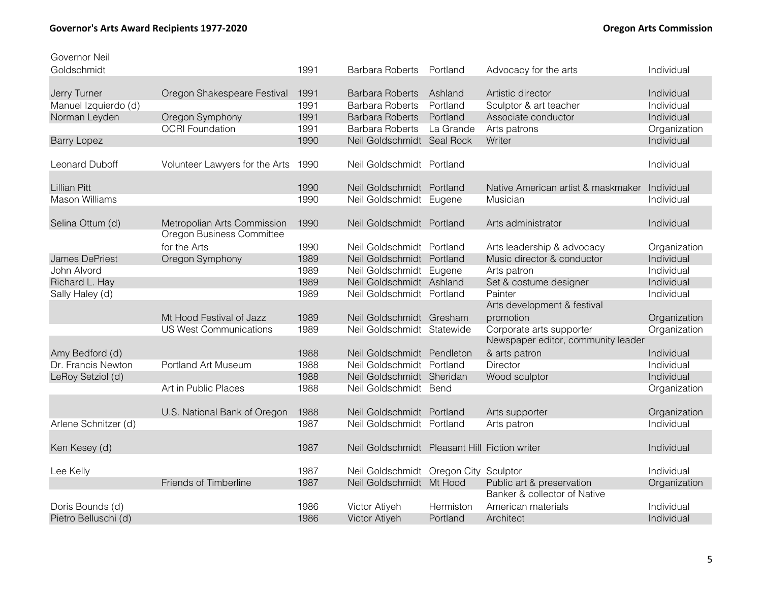| | | | | | | |
|---|---|---|---|---|---|---|
| Governor Neil Goldschmidt | | 1991 | Barbara Roberts | Portland | Advocacy for the arts | Individual |
| Jerry Turner | Oregon Shakespeare Festival | 1991 | Barbara Roberts | Ashland | Artistic director | Individual |
| Manuel Izquierdo (d) | | 1991 | Barbara Roberts | Portland | Sculptor & art teacher | Individual |
| Norman Leyden | Oregon Symphony | 1991 | Barbara Roberts | Portland | Associate conductor | Individual |
| | OCRI Foundation | 1991 | Barbara Roberts | La Grande | Arts patrons | Organization |
| Barry Lopez | | 1990 | Neil Goldschmidt | Seal Rock | Writer | Individual |
| Leonard Duboff | Volunteer Lawyers for the Arts | 1990 | Neil Goldschmidt | Portland | | Individual |
| Lillian Pitt | | 1990 | Neil Goldschmidt | Portland | Native American artist & maskmaker | Individual |
| Mason Williams | | 1990 | Neil Goldschmidt | Eugene | Musician | Individual |
| Selina Ottum (d) | Metropolian Arts Commission | 1990 | Neil Goldschmidt | Portland | Arts administrator | Individual |
| | Oregon Business Committee for the Arts | 1990 | Neil Goldschmidt | Portland | Arts leadership & advocacy | Organization |
| James DePriest | Oregon Symphony | 1989 | Neil Goldschmidt | Portland | Music director & conductor | Individual |
| John Alvord | | 1989 | Neil Goldschmidt | Eugene | Arts patron | Individual |
| Richard L. Hay | | 1989 | Neil Goldschmidt | Ashland | Set & costume designer | Individual |
| Sally Haley (d) | | 1989 | Neil Goldschmidt | Portland | Painter | Individual |
| | Mt Hood Festival of Jazz | 1989 | Neil Goldschmidt | Gresham | Arts development & festival promotion | Organization |
| | US West Communications | 1989 | Neil Goldschmidt | Statewide | Corporate arts supporter | Organization |
| Amy Bedford (d) | | 1988 | Neil Goldschmidt | Pendleton | Newspaper editor, community leader & arts patron | Individual |
| Dr. Francis Newton | Portland Art Museum | 1988 | Neil Goldschmidt | Portland | Director | Individual |
| LeRoy Setziol (d) | | 1988 | Neil Goldschmidt | Sheridan | Wood sculptor | Individual |
| | Art in Public Places | 1988 | Neil Goldschmidt | Bend | | Organization |
| | U.S. National Bank of Oregon | 1988 | Neil Goldschmidt | Portland | Arts supporter | Organization |
| Arlene Schnitzer (d) | | 1987 | Neil Goldschmidt | Portland | Arts patron | Individual |
| Ken Kesey (d) | | 1987 | Neil Goldschmidt | Pleasant Hill | Fiction writer | Individual |
| Lee Kelly | | 1987 | Neil Goldschmidt | Oregon City | Sculptor | Individual |
| | Friends of Timberline | 1987 | Neil Goldschmidt | Mt Hood | Public art & preservation | Organization |
| Doris Bounds (d) | | 1986 | Victor Atiyeh | Hermiston | Banker & collector of Native American materials | Individual |
| Pietro Belluschi (d) | | 1986 | Victor Atiyeh | Portland | Architect | Individual |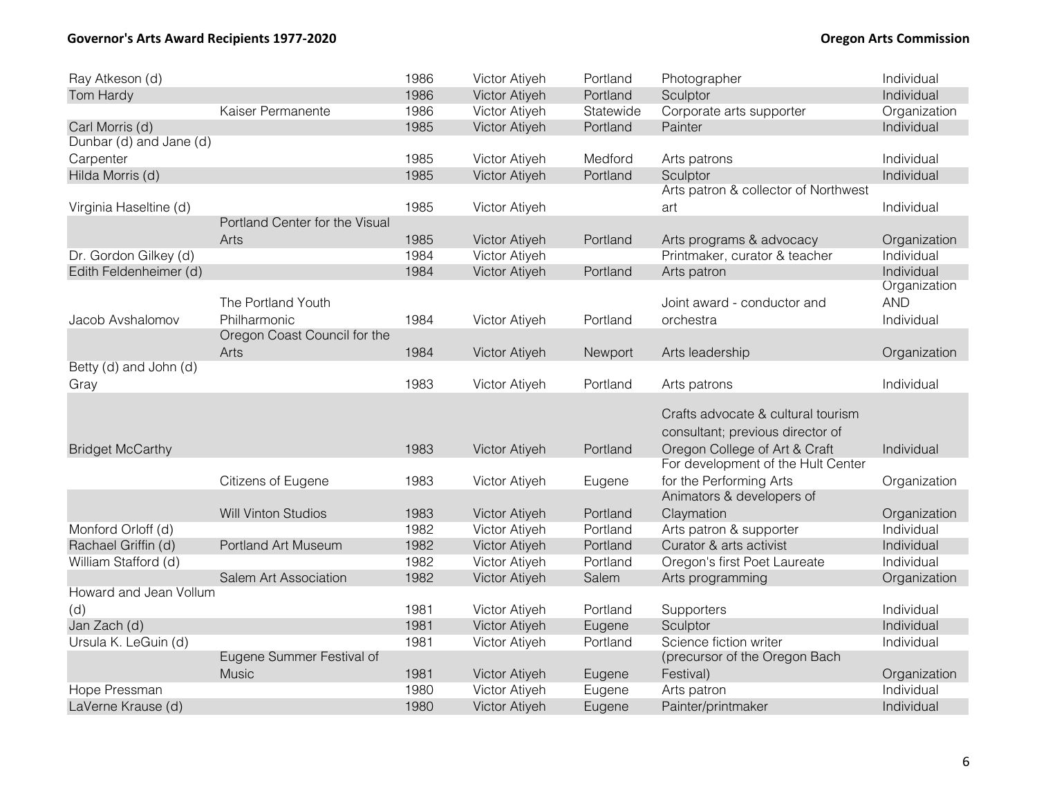| | | | | | | |
|---|---|---|---|---|---|---|
| Ray Atkeson (d) | | 1986 | Victor Atiyeh | Portland | Photographer | Individual |
| Tom Hardy | | 1986 | Victor Atiyeh | Portland | Sculptor | Individual |
| | Kaiser Permanente | 1986 | Victor Atiyeh | Statewide | Corporate arts supporter | Organization |
| Carl Morris (d) | | 1985 | Victor Atiyeh | Portland | Painter | Individual |
| Dunbar (d) and Jane (d) Carpenter | | 1985 | Victor Atiyeh | Medford | Arts patrons | Individual |
| Hilda Morris (d) | | 1985 | Victor Atiyeh | Portland | Sculptor | Individual |
| Virginia Haseltine (d) | | 1985 | Victor Atiyeh | | Arts patron & collector of Northwest art | Individual |
| | Portland Center for the Visual Arts | 1985 | Victor Atiyeh | Portland | Arts programs & advocacy | Organization |
| Dr. Gordon Gilkey (d) | | 1984 | Victor Atiyeh | | Printmaker, curator & teacher | Individual |
| Edith Feldenheimer (d) | | 1984 | Victor Atiyeh | Portland | Arts patron | Individual |
| Jacob Avshalomov | The Portland Youth Philharmonic | 1984 | Victor Atiyeh | Portland | Joint award - conductor and orchestra | Organization AND Individual |
| | Oregon Coast Council for the Arts | 1984 | Victor Atiyeh | Newport | Arts leadership | Organization |
| Betty (d) and John (d) Gray | | 1983 | Victor Atiyeh | Portland | Arts patrons | Individual |
| Bridget McCarthy | | 1983 | Victor Atiyeh | Portland | Crafts advocate & cultural tourism consultant; previous director of Oregon College of Art & Craft | Individual |
| | Citizens of Eugene | 1983 | Victor Atiyeh | Eugene | For development of the Hult Center for the Performing Arts | Organization |
| | Will Vinton Studios | 1983 | Victor Atiyeh | Portland | Animators & developers of Claymation | Organization |
| Monford Orloff (d) | | 1982 | Victor Atiyeh | Portland | Arts patron & supporter | Individual |
| Rachael Griffin (d) | Portland Art Museum | 1982 | Victor Atiyeh | Portland | Curator & arts activist | Individual |
| William Stafford (d) | | 1982 | Victor Atiyeh | Portland | Oregon's first Poet Laureate | Individual |
| | Salem Art Association | 1982 | Victor Atiyeh | Salem | Arts programming | Organization |
| Howard and Jean Vollum (d) | | 1981 | Victor Atiyeh | Portland | Supporters | Individual |
| Jan Zach (d) | | 1981 | Victor Atiyeh | Eugene | Sculptor | Individual |
| Ursula K. LeGuin (d) | | 1981 | Victor Atiyeh | Portland | Science fiction writer | Individual |
| | Eugene Summer Festival of Music | 1981 | Victor Atiyeh | Eugene | (precursor of the Oregon Bach Festival) | Organization |
| Hope Pressman | | 1980 | Victor Atiyeh | Eugene | Arts patron | Individual |
| LaVerne Krause (d) | | 1980 | Victor Atiyeh | Eugene | Painter/printmaker | Individual |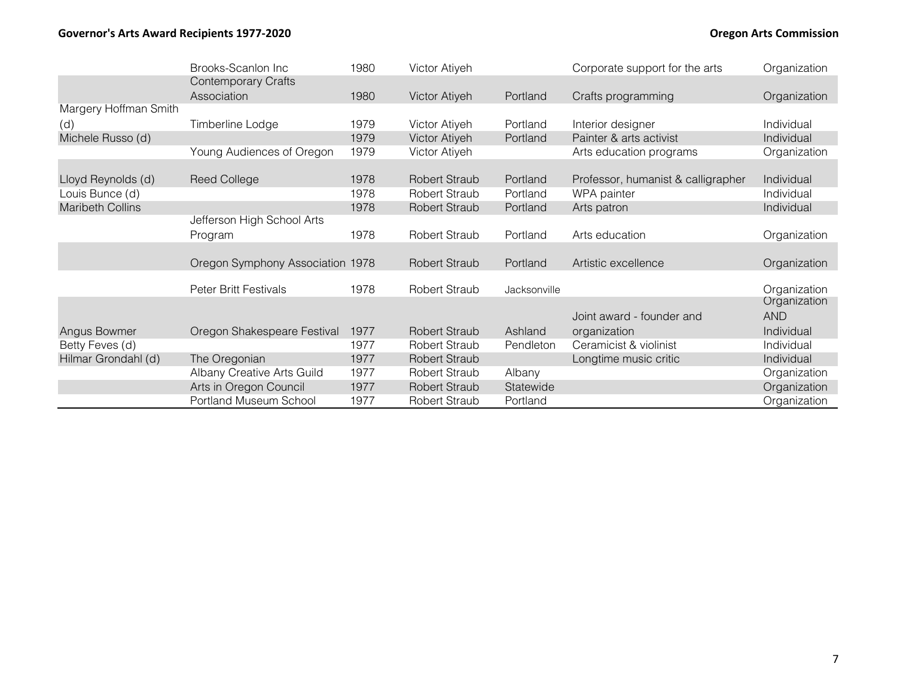| | | | | | | |
|---|---|---|---|---|---|---|
| | Brooks-Scanlon Inc | 1980 | Victor Atiyeh | | Corporate support for the arts | Organization |
| | Contemporary Crafts Association | 1980 | Victor Atiyeh | Portland | Crafts programming | Organization |
| Margery Hoffman Smith (d) | Timberline Lodge | 1979 | Victor Atiyeh | Portland | Interior designer | Individual |
| Michele Russo (d) | | 1979 | Victor Atiyeh | Portland | Painter & arts activist | Individual |
| | Young Audiences of Oregon | 1979 | Victor Atiyeh | | Arts education programs | Organization |
| Lloyd Reynolds (d) | Reed College | 1978 | Robert Straub | Portland | Professor, humanist & calligrapher | Individual |
| Louis Bunce (d) | | 1978 | Robert Straub | Portland | WPA painter | Individual |
| Maribeth Collins | | 1978 | Robert Straub | Portland | Arts patron | Individual |
| | Jefferson High School Arts Program | 1978 | Robert Straub | Portland | Arts education | Organization |
| | Oregon Symphony Association | 1978 | Robert Straub | Portland | Artistic excellence | Organization |
| | Peter Britt Festivals | 1978 | Robert Straub | Jacksonville | | Organization |
| Angus Bowmer | Oregon Shakespeare Festival | 1977 | Robert Straub | Ashland | Joint award - founder and organization | Organization AND Individual |
| Betty Feves (d) | | 1977 | Robert Straub | Pendleton | Ceramicist & violinist | Individual |
| Hilmar Grondahl (d) | The Oregonian | 1977 | Robert Straub | | Longtime music critic | Individual |
| | Albany Creative Arts Guild | 1977 | Robert Straub | Albany | | Organization |
| | Arts in Oregon Council | 1977 | Robert Straub | Statewide | | Organization |
| | Portland Museum School | 1977 | Robert Straub | Portland | | Organization |